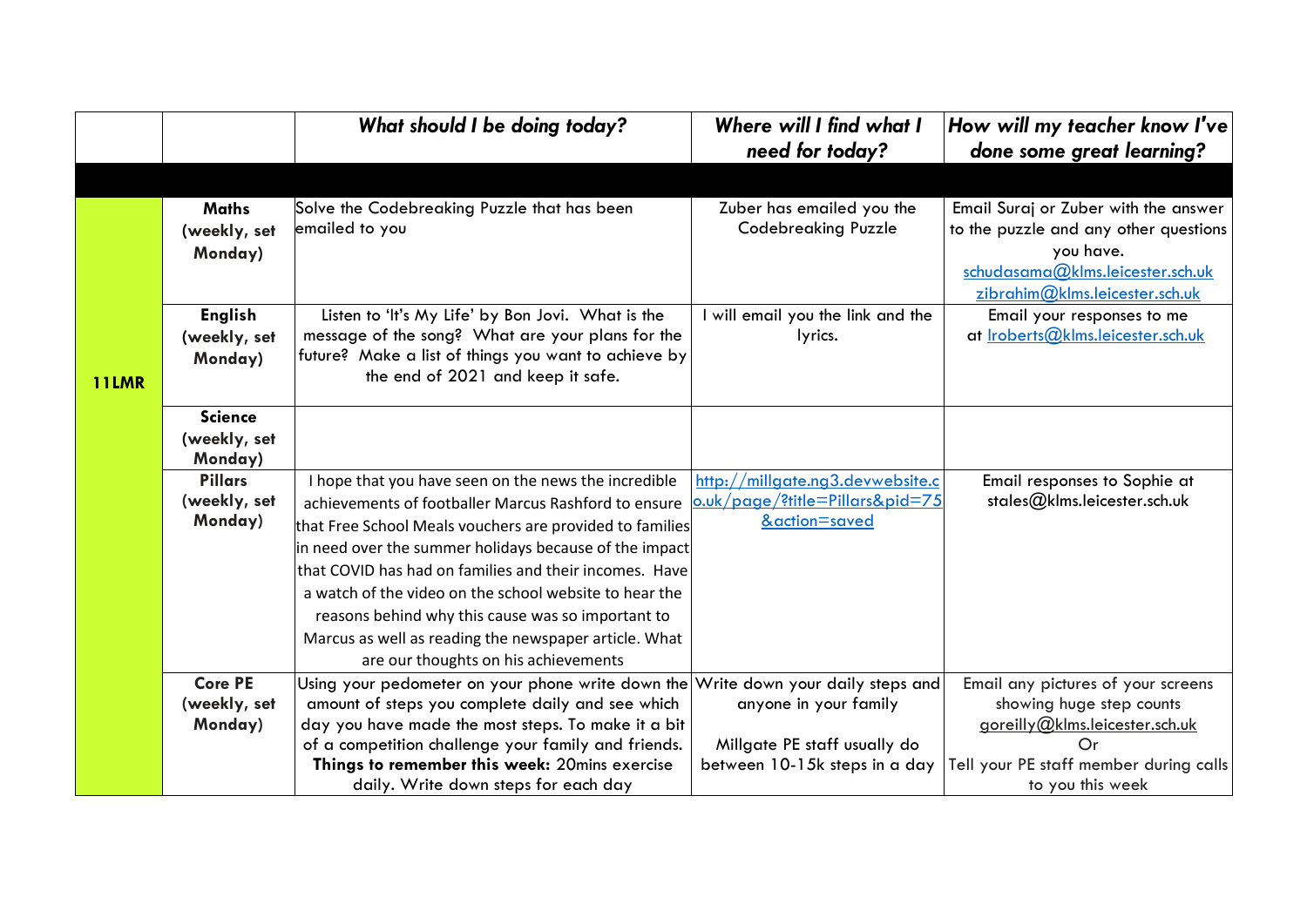| | | *What should I be doing today?* | *Where will I find what I need for today?* | *How will my teacher know I've done some great learning?* |
|---|---|---|---|---|
| | | | | |
| **11LMR** | **Maths (weekly, set Monday)** | Solve the Codebreaking Puzzle that has been emailed to you | Zuber has emailed you the Codebreaking Puzzle | Email Suraj or Zuber with the answer to the puzzle and any other questions you have. schudasama@klms.leicester.sch.uk zibrahim@klms.leicester.sch.uk |
| | **English (weekly, set Monday)** | Listen to 'It's My Life' by Bon Jovi. What is the message of the song? What are your plans for the future? Make a list of things you want to achieve by the end of 2021 and keep it safe. | I will email you the link and the lyrics. | Email your responses to me at lroberts@klms.leicester.sch.uk |
| | **Science (weekly, set Monday)** | | | |
| | **Pillars (weekly, set Monday)** | I hope that you have seen on the news the incredible achievements of footballer Marcus Rashford to ensure that Free School Meals vouchers are provided to families in need over the summer holidays because of the impact that COVID has had on families and their incomes. Have a watch of the video on the school website to hear the reasons behind why this cause was so important to Marcus as well as reading the newspaper article. What are our thoughts on his achievements | http://millgate.ng3.devwebsite.co.uk/page/?title=Pillars&pid=75&action=saved | Email responses to Sophie at stales@klms.leicester.sch.uk |
| | **Core PE (weekly, set Monday)** | Using your pedometer on your phone write down the amount of steps you complete daily and see which day you have made the most steps. To make it a bit of a competition challenge your family and friends. **Things to remember this week:** 20mins exercise daily. Write down steps for each day | Write down your daily steps and anyone in your family<br><br>Millgate PE staff usually do between 10-15k steps in a day | Email any pictures of your screens showing huge step counts goreilly@klms.leicester.sch.uk Or Tell your PE staff member during calls to you this week |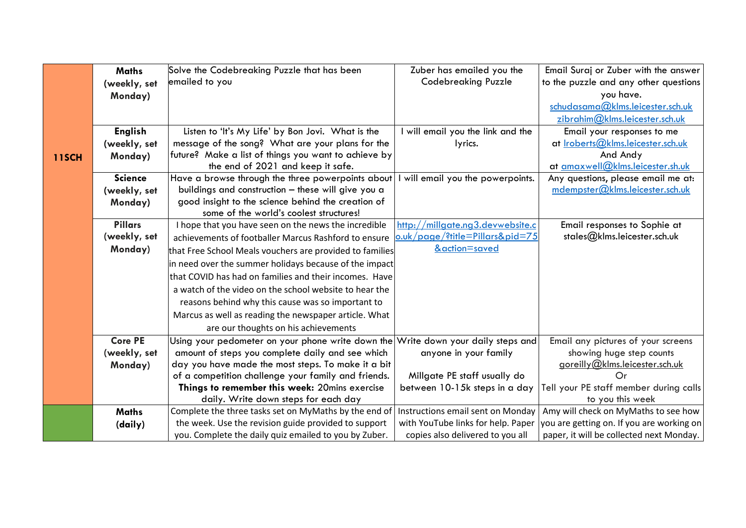| | | | | |
|---|---|---|---|---|
| **11SCH** | **Maths (weekly, set Monday)** | Solve the Codebreaking Puzzle that has been emailed to you | Zuber has emailed you the Codebreaking Puzzle | Email Suraj or Zuber with the answer to the puzzle and any other questions you have. schudasama@klms.leicester.sch.uk zibrahim@klms.leicester.sch.uk |
| | **English (weekly, set Monday)** | Listen to 'It's My Life' by Bon Jovi. What is the message of the song? What are your plans for the future? Make a list of things you want to achieve by the end of 2021 and keep it safe. | I will email you the link and the lyrics. | Email your responses to me at lroberts@klms.leicester.sch.uk And Andy at amaxwell@klms.leicester.sh.uk |
| | **Science (weekly, set Monday)** | Have a browse through the three powerpoints about buildings and construction – these will give you a good insight to the science behind the creation of some of the world's coolest structures! | I will email you the powerpoints. | Any questions, please email me at: mdempster@klms.leicester.sch.uk |
| | **Pillars (weekly, set Monday)** | I hope that you have seen on the news the incredible achievements of footballer Marcus Rashford to ensure that Free School Meals vouchers are provided to families in need over the summer holidays because of the impact that COVID has had on families and their incomes. Have a watch of the video on the school website to hear the reasons behind why this cause was so important to Marcus as well as reading the newspaper article. What are our thoughts on his achievements | http://millgate.ng3.devwebsite.co.uk/page/?title=Pillars&pid=75&action=saved | Email responses to Sophie at stales@klms.leicester.sch.uk |
| | **Core PE (weekly, set Monday)** | Using your pedometer on your phone write down the amount of steps you complete daily and see which day you have made the most steps. To make it a bit of a competition challenge your family and friends. **Things to remember this week:** 20mins exercise daily. Write down steps for each day | Write down your daily steps and anyone in your family<br><br>Millgate PE staff usually do between 10-15k steps in a day | Email any pictures of your screens showing huge step counts goreilly@klms.leicester.sch.uk Or Tell your PE staff member during calls to you this week |
| | **Maths (daily)** | Complete the three tasks set on MyMaths by the end of the week. Use the revision guide provided to support you. Complete the daily quiz emailed to you by Zuber. | Instructions email sent on Monday with YouTube links for help. Paper copies also delivered to you all | Amy will check on MyMaths to see how you are getting on. If you are working on paper, it will be collected next Monday. |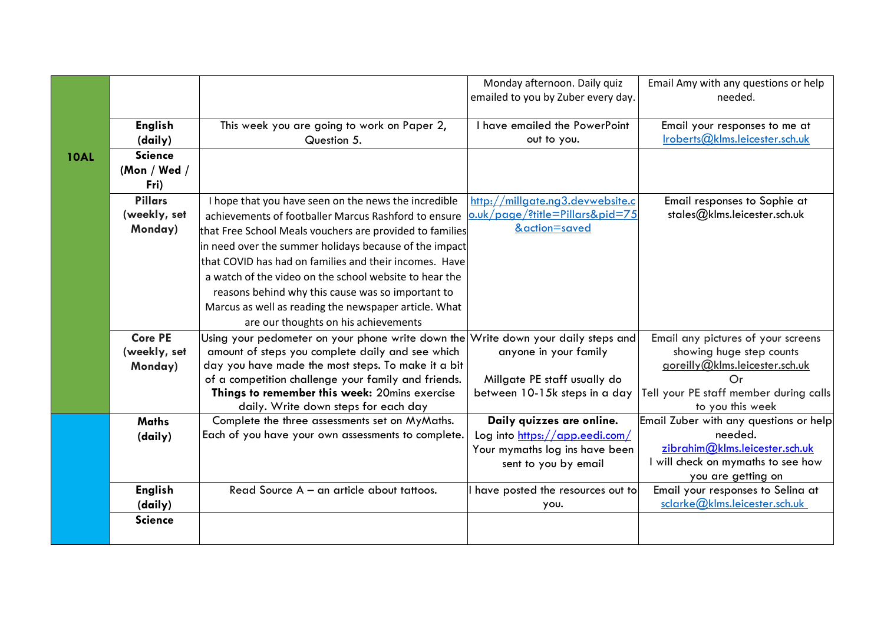| | | | | |
|---|---|---|---|---|
| | | | Monday afternoon. Daily quiz emailed to you by Zuber every day. | Email Amy with any questions or help needed. |
| | **English (daily)** | This week you are going to work on Paper 2, Question 5. | I have emailed the PowerPoint out to you. | Email your responses to me at lroberts@klms.leicester.sch.uk |
| **10AL** | **Science (Mon / Wed / Fri)** | | | |
| | **Pillars (weekly, set Monday)** | I hope that you have seen on the news the incredible achievements of footballer Marcus Rashford to ensure that Free School Meals vouchers are provided to families in need over the summer holidays because of the impact that COVID has had on families and their incomes. Have a watch of the video on the school website to hear the reasons behind why this cause was so important to Marcus as well as reading the newspaper article. What are our thoughts on his achievements | http://millgate.ng3.devwebsite.co.uk/page/?title=Pillars&pid=75&action=saved | Email responses to Sophie at stales@klms.leicester.sch.uk |
| | **Core PE (weekly, set Monday)** | Using your pedometer on your phone write down the amount of steps you complete daily and see which day you have made the most steps. To make it a bit of a competition challenge your family and friends. **Things to remember this week:** 20mins exercise daily. Write down steps for each day | Write down your daily steps and anyone in your family<br><br>Millgate PE staff usually do between 10-15k steps in a day | Email any pictures of your screens showing huge step counts goreilly@klms.leicester.sch.uk<br>Or<br>Tell your PE staff member during calls to you this week |
| | **Maths (daily)** | Complete the three assessments set on MyMaths. Each of you have your own assessments to complete. | **Daily quizzes are online.** Log into https://app.eedi.com/ Your mymaths log ins have been sent to you by email | Email Zuber with any questions or help needed. zibrahim@klms.leicester.sch.uk I will check on mymaths to see how you are getting on |
| | **English (daily)** | Read Source A – an article about tattoos. | I have posted the resources out to you. | Email your responses to Selina at sclarke@klms.leicester.sch.uk |
| | **Science** | | | |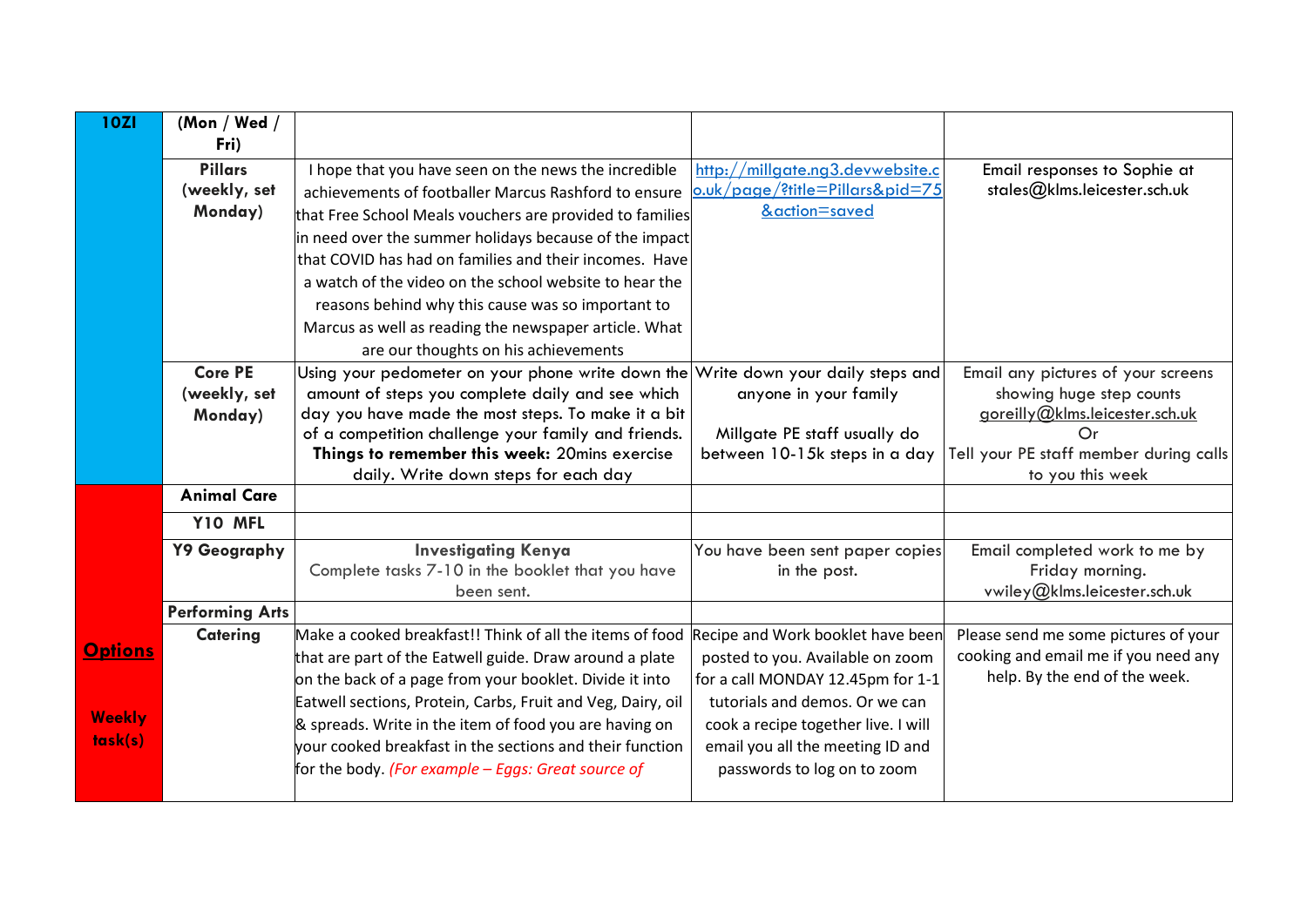| 10ZI | (Mon / Wed / Fri) | | | |
|---|---|---|---|---|
| | **Pillars (weekly, set Monday)** | I hope that you have seen on the news the incredible achievements of footballer Marcus Rashford to ensure that Free School Meals vouchers are provided to families in need over the summer holidays because of the impact that COVID has had on families and their incomes. Have a watch of the video on the school website to hear the reasons behind why this cause was so important to Marcus as well as reading the newspaper article. What are our thoughts on his achievements | http://millgate.ng3.devwebsite.co.uk/page/?title=Pillars&pid=75&action=saved | Email responses to Sophie at stales@klms.leicester.sch.uk |
| | **Core PE (weekly, set Monday)** | Using your pedometer on your phone write down the amount of steps you complete daily and see which day you have made the most steps. To make it a bit of a competition challenge your family and friends. **Things to remember this week:** 20mins exercise daily. Write down steps for each day | Write down your daily steps and anyone in your family<br><br>Millgate PE staff usually do between 10-15k steps in a day | Email any pictures of your screens showing huge step counts goreilly@klms.leicester.sch.uk<br>Or<br>Tell your PE staff member during calls to you this week |
| **Options**<br><br>**Weekly task(s)** | **Animal Care** | | | |
| | **Y10 MFL** | | | |
| | **Y9 Geography** | **Investigating Kenya**<br>Complete tasks 7-10 in the booklet that you have been sent. | You have been sent paper copies in the post. | Email completed work to me by Friday morning.<br>vwiley@klms.leicester.sch.uk |
| | **Performing Arts** | | | |
| | **Catering** | Make a cooked breakfast!! Think of all the items of food that are part of the Eatwell guide. Draw around a plate on the back of a page from your booklet. Divide it into Eatwell sections, Protein, Carbs, Fruit and Veg, Dairy, oil & spreads. Write in the item of food you are having on your cooked breakfast in the sections and their function for the body. *(For example – Eggs: Great source of* | Recipe and Work booklet have been posted to you. Available on zoom for a call MONDAY 12.45pm for 1-1 tutorials and demos. Or we can cook a recipe together live. I will email you all the meeting ID and passwords to log on to zoom | Please send me some pictures of your cooking and email me if you need any help. By the end of the week. |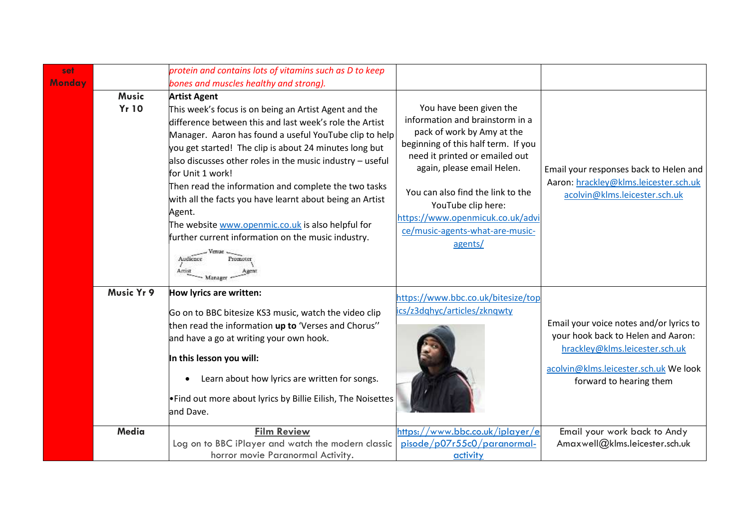| set Monday | | *protein and contains lots of vitamins such as D to keep bones and muscles healthy and strong).* | | |
|---|---|---|---|---|
| | **Music Yr 10** | **Artist Agent**<br>This week's focus is on being an Artist Agent and the difference between this and last week's role the Artist Manager. Aaron has found a useful YouTube clip to help you get started! The clip is about 24 minutes long but also discusses other roles in the music industry – useful for Unit 1 work!<br>Then read the information and complete the two tasks with all the facts you have learnt about being an Artist Agent.<br>The website www.openmic.co.uk is also helpful for further current information on the music industry.<br>Venue, Audience, Promoter, Artist, Agent, Manager | You have been given the information and brainstorm in a pack of work by Amy at the beginning of this half term. If you need it printed or emailed out again, please email Helen.<br><br>You can also find the link to the YouTube clip here: https://www.openmicuk.co.uk/advice/music-agents-what-are-music-agents/ | Email your responses back to Helen and Aaron: hrackley@klms.leicester.sch.uk acolvin@klms.leicester.sch.uk |
| | **Music Yr 9** | **How lyrics are written:**<br>Go on to BBC bitesize KS3 music, watch the video clip then read the information **up to** 'Verses and Chorus'' and have a go at writing your own hook.<br>**In this lesson you will:**<br>• Learn about how lyrics are written for songs.<br>•Find out more about lyrics by Billie Eilish, The Noisettes and Dave. | https://www.bbc.co.uk/bitesize/topics/z3dqhyc/articles/zknqwty | Email your voice notes and/or lyrics to your hook back to Helen and Aaron: hrackley@klms.leicester.sch.uk<br>acolvin@klms.leicester.sch.uk We look forward to hearing them |
| | **Media** | **Film Review**<br>Log on to BBC iPlayer and watch the modern classic horror movie Paranormal Activity. | https://www.bbc.co.uk/iplayer/episode/p07r55c0/paranormal-activity | Email your work back to Andy Amaxwell@klms.leicester.sch.uk |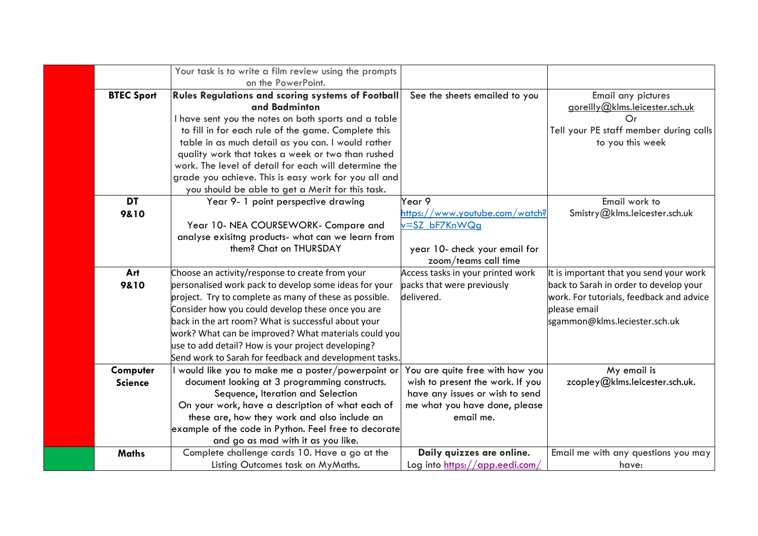| | | | | |
|---|---|---|---|---|
| | | Your task is to write a film review using the prompts on the PowerPoint. | | |
| | **BTEC Sport** | **Rules Regulations and scoring systems of Football and Badminton** I have sent you the notes on both sports and a table to fill in for each rule of the game. Complete this table in as much detail as you can. I would rather quality work that takes a week or two than rushed work. The level of detail for each will determine the grade you achieve. This is easy work for you all and you should be able to get a Merit for this task. | See the sheets emailed to you | Email any pictures goreilly@klms.leicester.sch.uk Or Tell your PE staff member during calls to you this week |
| | **DT 9&10** | Year 9- 1 point perspective drawing<br><br>Year 10- NEA COURSEWORK- Compare and analyse exisitng products- what can we learn from them? Chat on THURSDAY | Year 9 https://www.youtube.com/watch?v=SZ_bF7KnWQg<br><br>year 10- check your email for zoom/teams call time | Email work to Smistry@klms.leicester.sch.uk |
| | **Art 9&10** | Choose an activity/response to create from your personalised work pack to develop some ideas for your project. Try to complete as many of these as possible. Consider how you could develop these once you are back in the art room? What is successful about your work? What can be improved? What materials could you use to add detail? How is your project developing? Send work to Sarah for feedback and development tasks. | Access tasks in your printed work packs that were previously delivered. | It is important that you send your work back to Sarah in order to develop your work. For tutorials, feedback and advice please email sgammon@klms.leciester.sch.uk |
| | **Computer Science** | I would like you to make me a poster/powerpoint or document looking at 3 programming constructs. Sequence, Iteration and Selection On your work, have a description of what each of these are, how they work and also include an example of the code in Python. Feel free to decorate and go as mad with it as you like. | You are quite free with how you wish to present the work. If you have any issues or wish to send me what you have done, please email me. | My email is zcopley@klms.leicester.sch.uk. |
| | **Maths** | Complete challenge cards 10. Have a go at the Listing Outcomes task on MyMaths. | **Daily quizzes are online.** Log into https://app.eedi.com/ | Email me with any questions you may have: |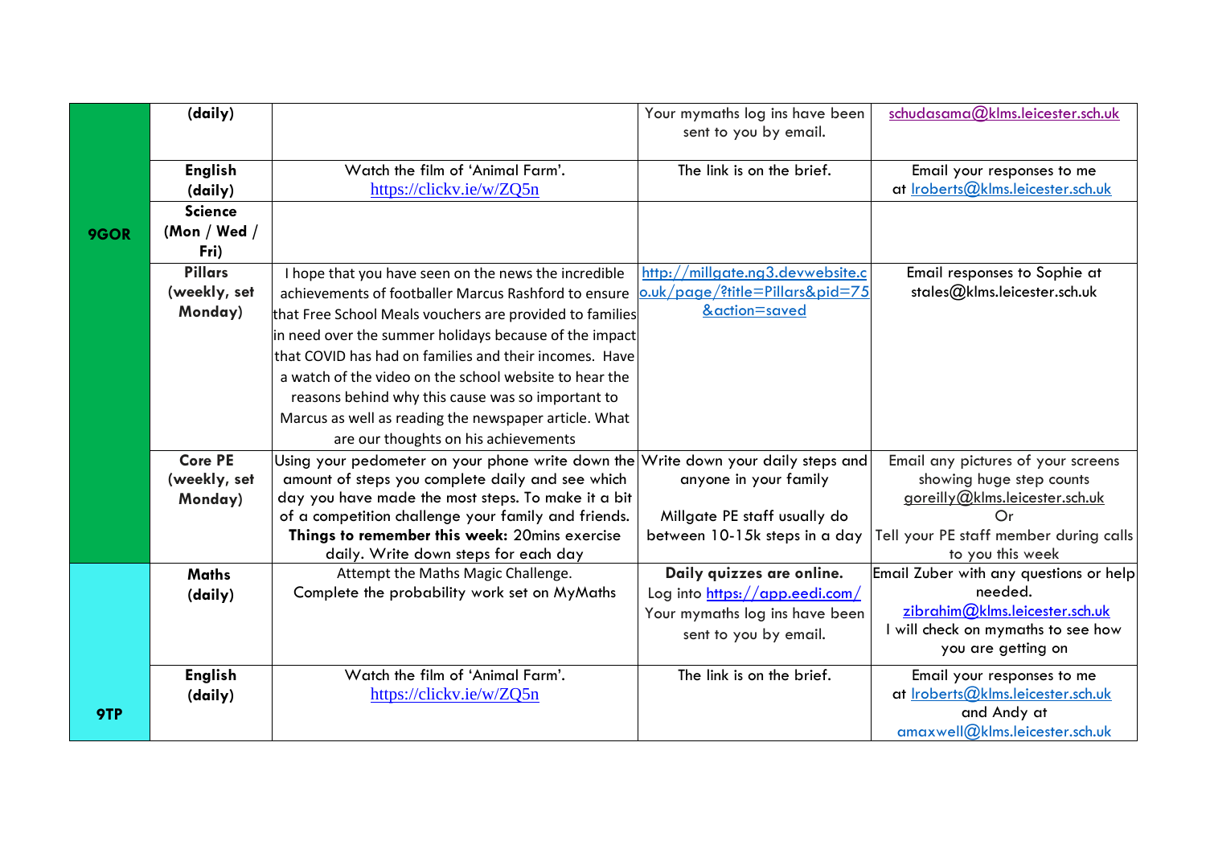| | | | | |
|---|---|---|---|---|
| 9GOR | (daily) | | Your mymaths log ins have been sent to you by email. | schudasama@klms.leicester.sch.uk |
| | English (daily) | Watch the film of 'Animal Farm'. https://clickv.ie/w/ZQ5n | The link is on the brief. | Email your responses to me at lroberts@klms.leicester.sch.uk |
| | Science (Mon / Wed / Fri) | | | |
| | Pillars (weekly, set Monday) | I hope that you have seen on the news the incredible achievements of footballer Marcus Rashford to ensure that Free School Meals vouchers are provided to families in need over the summer holidays because of the impact that COVID has had on families and their incomes. Have a watch of the video on the school website to hear the reasons behind why this cause was so important to Marcus as well as reading the newspaper article. What are our thoughts on his achievements | http://millgate.ng3.devwebsite.co.uk/page/?title=Pillars&pid=75&action=saved | Email responses to Sophie at stales@klms.leicester.sch.uk |
| | Core PE (weekly, set Monday) | Using your pedometer on your phone write down the amount of steps you complete daily and see which day you have made the most steps. To make it a bit of a competition challenge your family and friends. **Things to remember this week:** 20mins exercise daily. Write down steps for each day | Write down your daily steps and anyone in your family<br><br>Millgate PE staff usually do between 10-15k steps in a day | Email any pictures of your screens showing huge step counts goreilly@klms.leicester.sch.uk<br>Or<br>Tell your PE staff member during calls to you this week |
| 9TP | Maths (daily) | Attempt the Maths Magic Challenge.<br>Complete the probability work set on MyMaths | **Daily quizzes are online.**<br>Log into https://app.eedi.com/<br>Your mymaths log ins have been sent to you by email. | Email Zuber with any questions or help needed.<br>zibrahim@klms.leicester.sch.uk<br>I will check on mymaths to see how you are getting on |
| | English (daily) | Watch the film of 'Animal Farm'. https://clickv.ie/w/ZQ5n | The link is on the brief. | Email your responses to me at lroberts@klms.leicester.sch.uk and Andy at amaxwell@klms.leicester.sch.uk |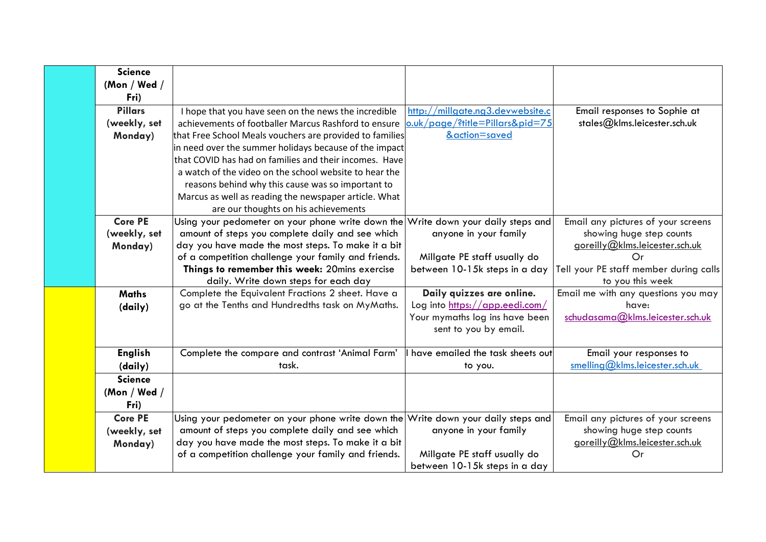| | | | | |
|---|---|---|---|---|
| | **Science (Mon / Wed / Fri)** | | | |
| | **Pillars (weekly, set Monday)** | I hope that you have seen on the news the incredible achievements of footballer Marcus Rashford to ensure that Free School Meals vouchers are provided to families in need over the summer holidays because of the impact that COVID has had on families and their incomes. Have a watch of the video on the school website to hear the reasons behind why this cause was so important to Marcus as well as reading the newspaper article. What are our thoughts on his achievements | http://millgate.ng3.devwebsite.co.uk/page/?title=Pillars&pid=75&action=saved | Email responses to Sophie at stales@klms.leicester.sch.uk |
| | **Core PE (weekly, set Monday)** | Using your pedometer on your phone write down the amount of steps you complete daily and see which day you have made the most steps. To make it a bit of a competition challenge your family and friends. **Things to remember this week:** 20mins exercise daily. Write down steps for each day | Write down your daily steps and anyone in your family<br><br>Millgate PE staff usually do between 10-15k steps in a day | Email any pictures of your screens showing huge step counts goreilly@klms.leicester.sch.uk<br>Or<br>Tell your PE staff member during calls to you this week |
| | **Maths (daily)** | Complete the Equivalent Fractions 2 sheet. Have a go at the Tenths and Hundredths task on MyMaths. | **Daily quizzes are online.** Log into https://app.eedi.com/ Your mymaths log ins have been sent to you by email. | Email me with any questions you may have: schudasama@klms.leicester.sch.uk |
| | **English (daily)** | Complete the compare and contrast 'Animal Farm' task. | I have emailed the task sheets out to you. | Email your responses to smelling@klms.leicester.sch.uk |
| | **Science (Mon / Wed / Fri)** | | | |
| | **Core PE (weekly, set Monday)** | Using your pedometer on your phone write down the amount of steps you complete daily and see which day you have made the most steps. To make it a bit of a competition challenge your family and friends. | Write down your daily steps and anyone in your family<br><br>Millgate PE staff usually do between 10-15k steps in a day | Email any pictures of your screens showing huge step counts goreilly@klms.leicester.sch.uk<br>Or |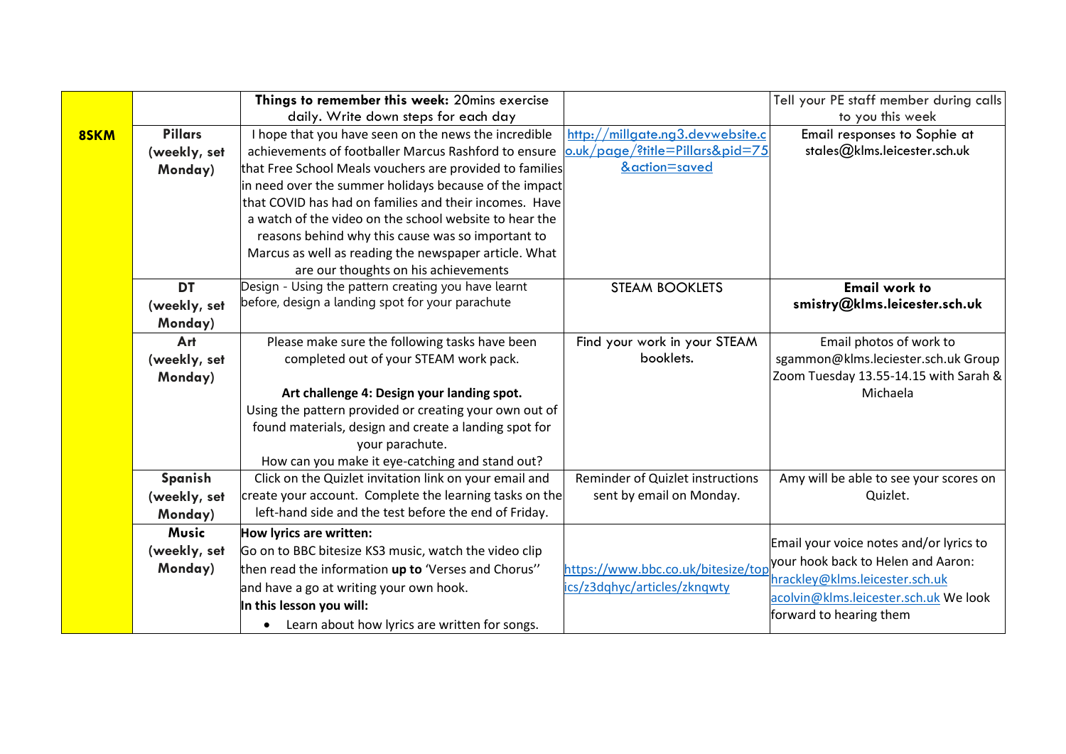| | | | | |
|---|---|---|---|---|
| | | **Things to remember this week:** 20mins exercise daily. Write down steps for each day | | Tell your PE staff member during calls to you this week |
| **8SKM** | **Pillars (weekly, set Monday)** | I hope that you have seen on the news the incredible achievements of footballer Marcus Rashford to ensure that Free School Meals vouchers are provided to families in need over the summer holidays because of the impact that COVID has had on families and their incomes. Have a watch of the video on the school website to hear the reasons behind why this cause was so important to Marcus as well as reading the newspaper article. What are our thoughts on his achievements | http://millgate.ng3.devwebsite.co.uk/page/?title=Pillars&pid=75&action=saved | Email responses to Sophie at stales@klms.leicester.sch.uk |
| | **DT (weekly, set Monday)** | Design - Using the pattern creating you have learnt before, design a landing spot for your parachute | STEAM BOOKLETS | **Email work to smistry@klms.leicester.sch.uk** |
| | **Art (weekly, set Monday)** | Please make sure the following tasks have been completed out of your STEAM work pack.<br><br>**Art challenge 4: Design your landing spot.**<br>Using the pattern provided or creating your own out of found materials, design and create a landing spot for your parachute.<br>How can you make it eye-catching and stand out? | Find your work in your STEAM booklets. | Email photos of work to sgammon@klms.leciester.sch.uk Group Zoom Tuesday 13.55-14.15 with Sarah & Michaela |
| | **Spanish (weekly, set Monday)** | Click on the Quizlet invitation link on your email and create your account. Complete the learning tasks on the left-hand side and the test before the end of Friday. | Reminder of Quizlet instructions sent by email on Monday. | Amy will be able to see your scores on Quizlet. |
| | **Music (weekly, set Monday)** | **How lyrics are written:**<br>Go on to BBC bitesize KS3 music, watch the video clip then read the information **up to** 'Verses and Chorus'' and have a go at writing your own hook.<br>**In this lesson you will:**<br>• Learn about how lyrics are written for songs. | https://www.bbc.co.uk/bitesize/topics/z3dqhyc/articles/zknqwty | Email your voice notes and/or lyrics to your hook back to Helen and Aaron: hrackley@klms.leicester.sch.uk acolvin@klms.leicester.sch.uk We look forward to hearing them |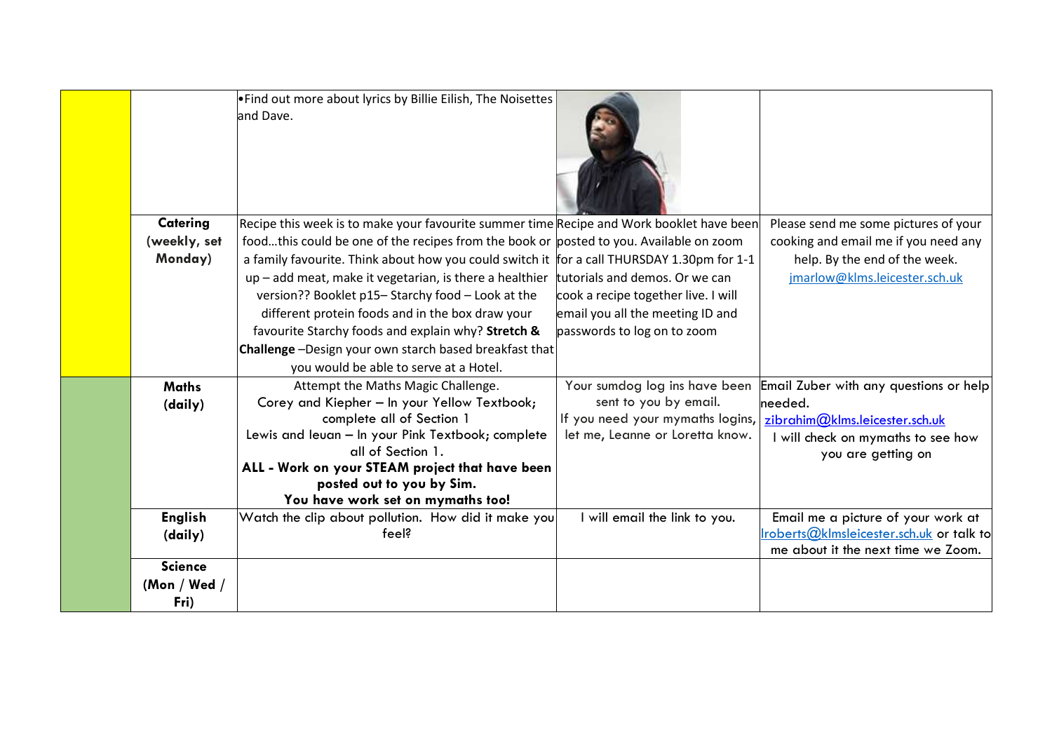| | | | | |
|---|---|---|---|---|
| | | •Find out more about lyrics by Billie Eilish, The Noisettes and Dave. | | |
| | **Catering (weekly, set Monday)** | Recipe this week is to make your favourite summer time food…this could be one of the recipes from the book or a family favourite. Think about how you could switch it up – add meat, make it vegetarian, is there a healthier version?? Booklet p15– Starchy food – Look at the different protein foods and in the box draw your favourite Starchy foods and explain why? **Stretch & Challenge** –Design your own starch based breakfast that you would be able to serve at a Hotel. | Recipe and Work booklet have been posted to you. Available on zoom for a call THURSDAY 1.30pm for 1-1 tutorials and demos. Or we can cook a recipe together live. I will email you all the meeting ID and passwords to log on to zoom | Please send me some pictures of your cooking and email me if you need any help. By the end of the week. jmarlow@klms.leicester.sch.uk |
| | **Maths (daily)** | Attempt the Maths Magic Challenge. Corey and Kiepher – In your Yellow Textbook; complete all of Section 1 Lewis and Ieuan – In your Pink Textbook; complete all of Section 1. **ALL - Work on your STEAM project that have been posted out to you by Sim. You have work set on mymaths too!** | Your sumdog log ins have been sent to you by email. If you need your mymaths logins, let me, Leanne or Loretta know. | Email Zuber with any questions or help needed. zibrahim@klms.leicester.sch.uk I will check on mymaths to see how you are getting on |
| | **English (daily)** | Watch the clip about pollution. How did it make you feel? | I will email the link to you. | Email me a picture of your work at lroberts@klmsleicester.sch.uk or talk to me about it the next time we Zoom. |
| | **Science (Mon / Wed / Fri)** | | | |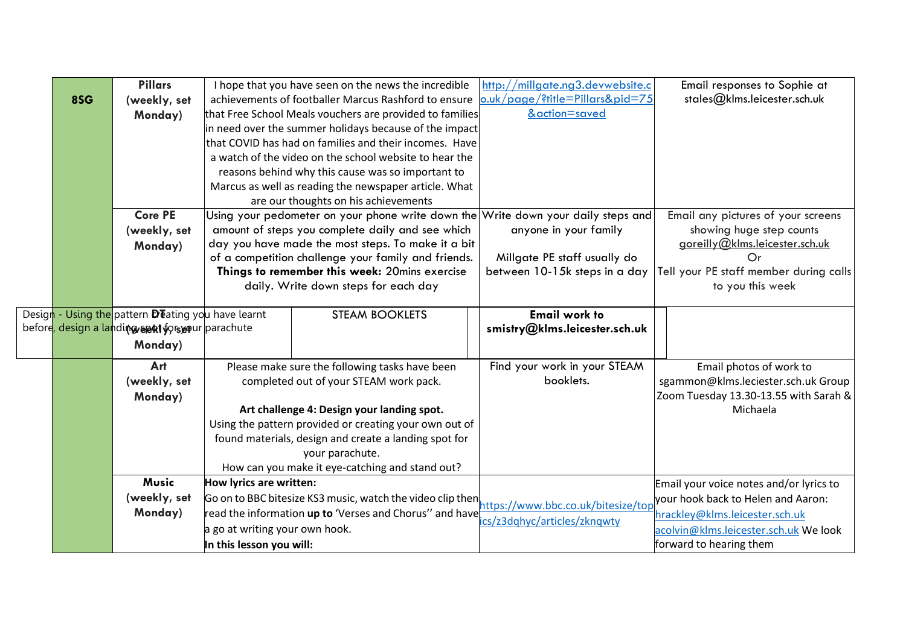| 8SG | Subject | Task | Resource | Contact |
|---|---|---|---|---|
| | **Pillars (weekly, set Monday)** | I hope that you have seen on the news the incredible achievements of footballer Marcus Rashford to ensure that Free School Meals vouchers are provided to families in need over the summer holidays because of the impact that COVID has had on families and their incomes. Have a watch of the video on the school website to hear the reasons behind why this cause was so important to Marcus as well as reading the newspaper article. What are our thoughts on his achievements | http://millgate.ng3.devwebsite.co.uk/page/?title=Pillars&pid=75&action=saved | Email responses to Sophie at stales@klms.leicester.sch.uk |
| | **Core PE (weekly, set Monday)** | Using your pedometer on your phone write down the amount of steps you complete daily and see which day you have made the most steps. To make it a bit of a competition challenge your family and friends. **Things to remember this week:** 20mins exercise daily. Write down steps for each day | Write down your daily steps and anyone in your family<br><br>Millgate PE staff usually do between 10-15k steps in a day | Email any pictures of your screens showing huge step counts goreilly@klms.leicester.sch.uk<br>Or<br>Tell your PE staff member during calls to you this week |
| | **DT (weekly, set Monday)** | Design - Using the pattern creating you have learnt before, design a landing spot for your parachute<br>STEAM BOOKLETS | **Email work to smistry@klms.leicester.sch.uk** | |
| | **Art (weekly, set Monday)** | Please make sure the following tasks have been completed out of your STEAM work pack.<br><br>**Art challenge 4: Design your landing spot.**<br>Using the pattern provided or creating your own out of found materials, design and create a landing spot for your parachute.<br>How can you make it eye-catching and stand out? | Find your work in your STEAM booklets. | Email photos of work to sgammon@klms.leciester.sch.uk Group Zoom Tuesday 13.30-13.55 with Sarah & Michaela |
| | **Music (weekly, set Monday)** | **How lyrics are written:**<br>Go on to BBC bitesize KS3 music, watch the video clip then read the information **up to** 'Verses and Chorus'' and have a go at writing your own hook.<br>**In this lesson you will:** | https://www.bbc.co.uk/bitesize/topics/z3dqhyc/articles/zknqwty | Email your voice notes and/or lyrics to your hook back to Helen and Aaron: hrackley@klms.leicester.sch.uk acolvin@klms.leicester.sch.uk We look forward to hearing them |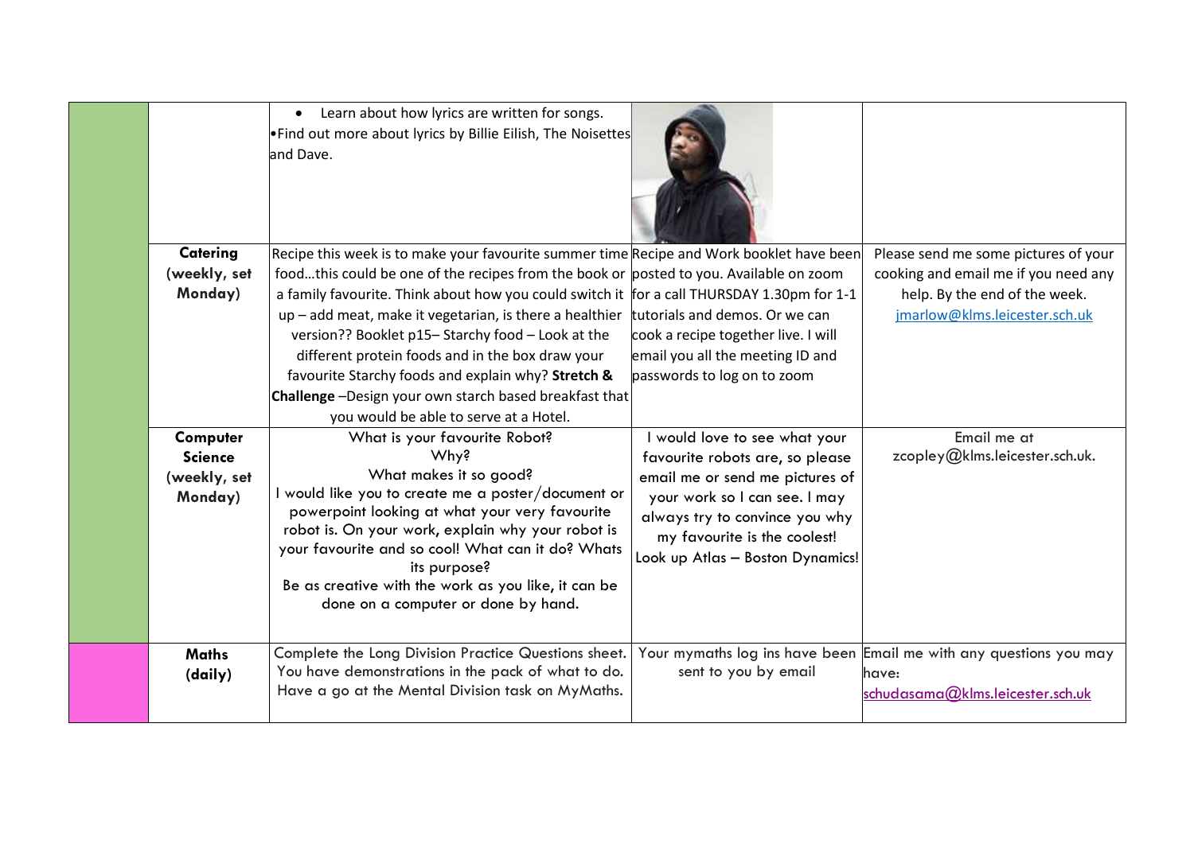| | | | | |
|---|---|---|---|---|
| | | • Learn about how lyrics are written for songs.<br>• Find out more about lyrics by Billie Eilish, The Noisettes and Dave. | | |
| | **Catering (weekly, set Monday)** | Recipe this week is to make your favourite summer time food…this could be one of the recipes from the book or a family favourite. Think about how you could switch it up – add meat, make it vegetarian, is there a healthier version?? Booklet p15– Starchy food – Look at the different protein foods and in the box draw your favourite Starchy foods and explain why? **Stretch & Challenge** –Design your own starch based breakfast that you would be able to serve at a Hotel. | Recipe and Work booklet have been posted to you. Available on zoom for a call THURSDAY 1.30pm for 1-1 tutorials and demos. Or we can cook a recipe together live. I will email you all the meeting ID and passwords to log on to zoom | Please send me some pictures of your cooking and email me if you need any help. By the end of the week. jmarlow@klms.leicester.sch.uk |
| | **Computer Science (weekly, set Monday)** | What is your favourite Robot?<br>Why?<br>What makes it so good?<br>I would like you to create me a poster/document or powerpoint looking at what your very favourite robot is. On your work, explain why your robot is your favourite and so cool! What can it do? Whats its purpose?<br>Be as creative with the work as you like, it can be done on a computer or done by hand. | I would love to see what your favourite robots are, so please email me or send me pictures of your work so I can see. I may always try to convince you why my favourite is the coolest!<br>Look up Atlas – Boston Dynamics! | Email me at zcopley@klms.leicester.sch.uk. |
| | **Maths (daily)** | Complete the Long Division Practice Questions sheet. You have demonstrations in the pack of what to do. Have a go at the Mental Division task on MyMaths. | Your mymaths log ins have been sent to you by email | Email me with any questions you may have: schudasama@klms.leicester.sch.uk |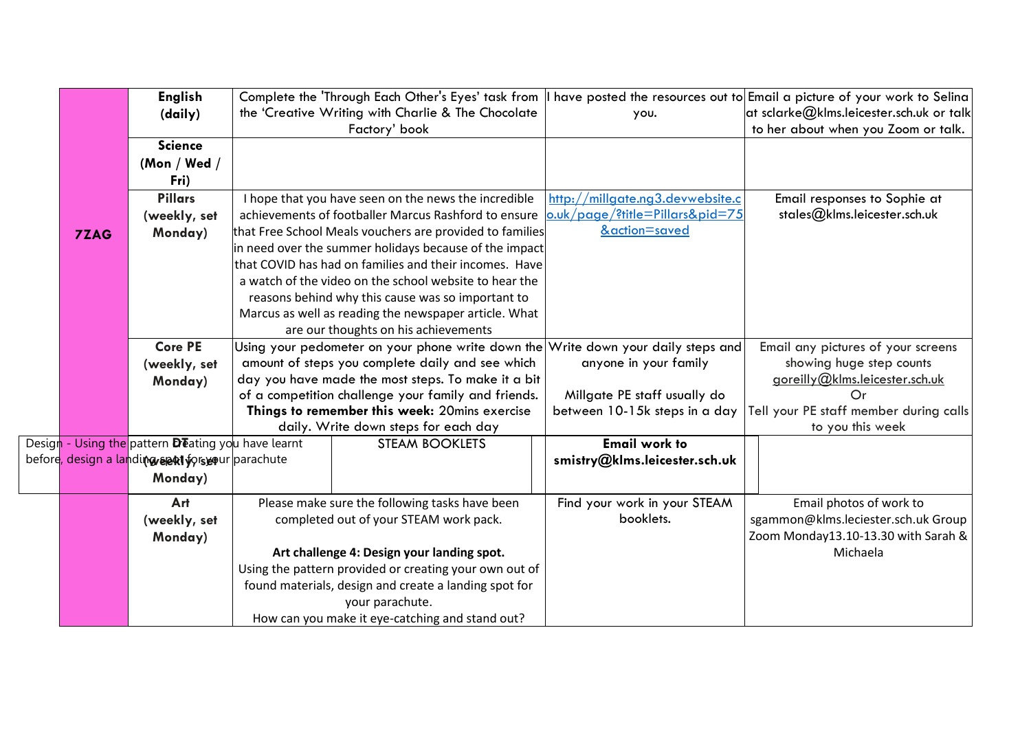| | | | | |
|---|---|---|---|---|
| 7ZAG | **English (daily)** | Complete the 'Through Each Other's Eyes' task from the 'Creative Writing with Charlie & The Chocolate Factory' book | I have posted the resources out to you. | Email a picture of your work to Selina at sclarke@klms.leicester.sch.uk or talk to her about when you Zoom or talk. |
| | **Science (Mon / Wed / Fri)** | | | |
| | **Pillars (weekly, set Monday)** | I hope that you have seen on the news the incredible achievements of footballer Marcus Rashford to ensure that Free School Meals vouchers are provided to families in need over the summer holidays because of the impact that COVID has had on families and their incomes. Have a watch of the video on the school website to hear the reasons behind why this cause was so important to Marcus as well as reading the newspaper article. What are our thoughts on his achievements | [http://millgate.ng3.devwebsite.co.uk/page/?title=Pillars&pid=75&action=saved](http://millgate.ng3.devwebsite.co.uk/page/?title=Pillars&pid=75&action=saved) | Email responses to Sophie at stales@klms.leicester.sch.uk |
| | **Core PE (weekly, set Monday)** | Using your pedometer on your phone write down the amount of steps you complete daily and see which day you have made the most steps. To make it a bit of a competition challenge your family and friends. **Things to remember this week:** 20mins exercise daily. Write down steps for each day | Write down your daily steps and anyone in your family<br><br>Millgate PE staff usually do between 10-15k steps in a day | Email any pictures of your screens showing huge step counts goreilly@klms.leicester.sch.uk<br>Or<br>Tell your PE staff member during calls to you this week |
| | **DT (weekly, set Monday)** | Design - Using the pattern creating you have learnt before, design a landing spot for your parachute<br><br>STEAM BOOKLETS | **Email work to smistry@klms.leicester.sch.uk** | |
| | **Art (weekly, set Monday)** | Please make sure the following tasks have been completed out of your STEAM work pack.<br><br>**Art challenge 4: Design your landing spot.**<br>Using the pattern provided or creating your own out of found materials, design and create a landing spot for your parachute.<br>How can you make it eye-catching and stand out? | Find your work in your STEAM booklets. | Email photos of work to sgammon@klms.leciester.sch.uk Group Zoom Monday13.10-13.30 with Sarah & Michaela |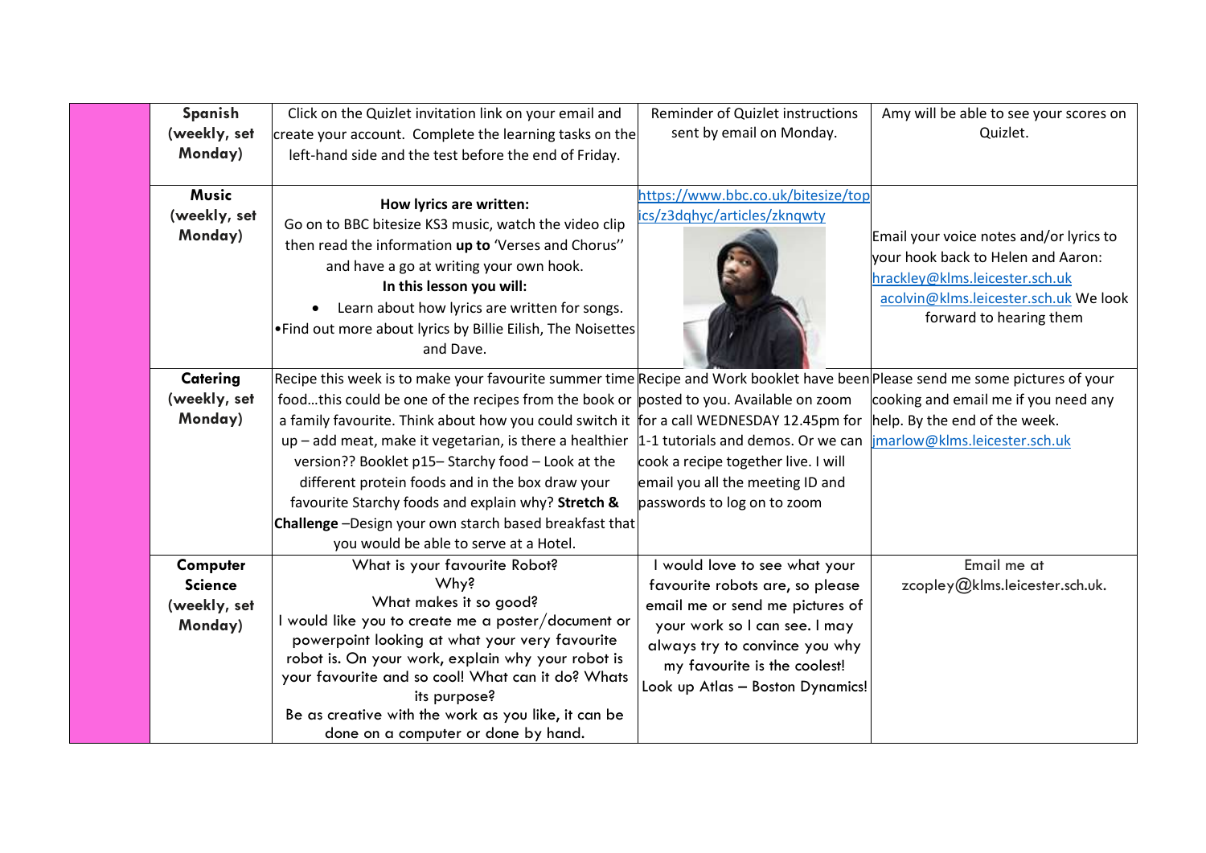| | | | | |
|---|---|---|---|---|
| | **Spanish (weekly, set Monday)** | Click on the Quizlet invitation link on your email and create your account. Complete the learning tasks on the left-hand side and the test before the end of Friday. | Reminder of Quizlet instructions sent by email on Monday. | Amy will be able to see your scores on Quizlet. |
| | **Music (weekly, set Monday)** | **How lyrics are written:** Go on to BBC bitesize KS3 music, watch the video clip then read the information **up to** 'Verses and Chorus'' and have a go at writing your own hook. **In this lesson you will:** • Learn about how lyrics are written for songs. • Find out more about lyrics by Billie Eilish, The Noisettes and Dave. | https://www.bbc.co.uk/bitesize/topics/z3dqhyc/articles/zknqwty | Email your voice notes and/or lyrics to your hook back to Helen and Aaron: hrackley@klms.leicester.sch.uk acolvin@klms.leicester.sch.uk We look forward to hearing them |
| | **Catering (weekly, set Monday)** | Recipe this week is to make your favourite summer time food…this could be one of the recipes from the book or a family favourite. Think about how you could switch it up – add meat, make it vegetarian, is there a healthier version?? Booklet p15– Starchy food – Look at the different protein foods and in the box draw your favourite Starchy foods and explain why? **Stretch & Challenge** –Design your own starch based breakfast that you would be able to serve at a Hotel. | Recipe and Work booklet have been posted to you. Available on zoom for a call WEDNESDAY 12.45pm for 1-1 tutorials and demos. Or we can cook a recipe together live. I will email you all the meeting ID and passwords to log on to zoom | Please send me some pictures of your cooking and email me if you need any help. By the end of the week. jmarlow@klms.leicester.sch.uk |
| | **Computer Science (weekly, set Monday)** | What is your favourite Robot? Why? What makes it so good? I would like you to create me a poster/document or powerpoint looking at what your very favourite robot is. On your work, explain why your robot is your favourite and so cool! What can it do? Whats its purpose? Be as creative with the work as you like, it can be done on a computer or done by hand. | I would love to see what your favourite robots are, so please email me or send me pictures of your work so I can see. I may always try to convince you why my favourite is the coolest! Look up Atlas – Boston Dynamics! | Email me at zcopley@klms.leicester.sch.uk. |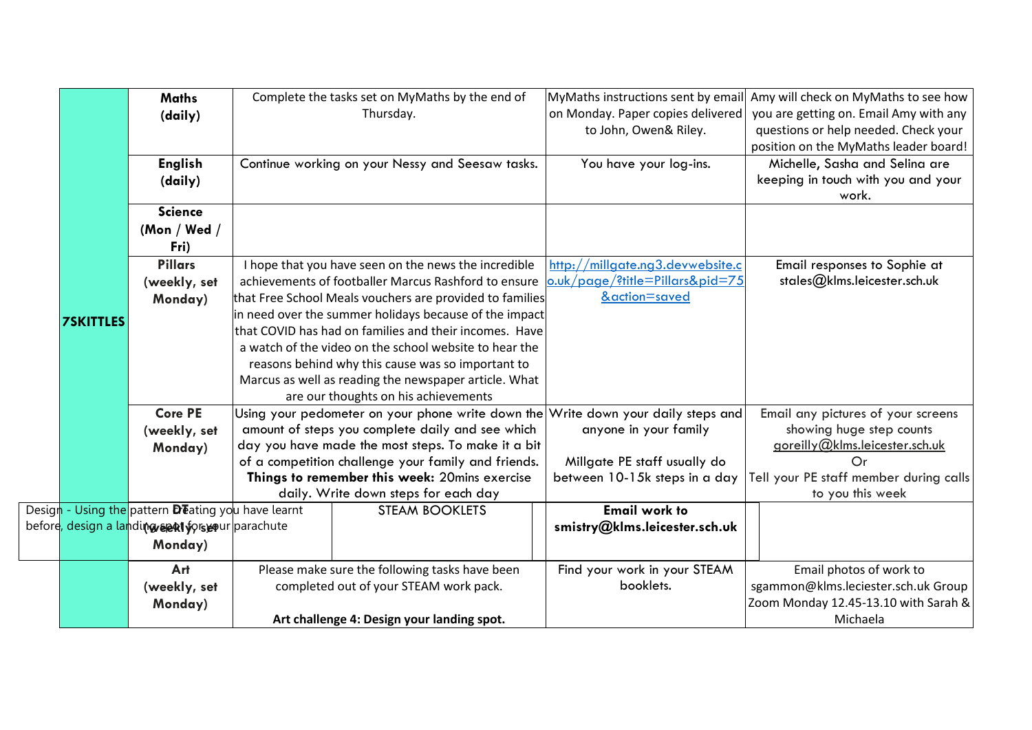| | | | | |
|---|---|---|---|---|
| **7SKITTLES** | **Maths (daily)** | Complete the tasks set on MyMaths by the end of Thursday. | MyMaths instructions sent by email on Monday. Paper copies delivered to John, Owen& Riley. | Amy will check on MyMaths to see how you are getting on. Email Amy with any questions or help needed. Check your position on the MyMaths leader board! |
| | **English (daily)** | Continue working on your Nessy and Seesaw tasks. | You have your log-ins. | Michelle, Sasha and Selina are keeping in touch with you and your work. |
| | **Science (Mon / Wed / Fri)** | | | |
| | **Pillars (weekly, set Monday)** | I hope that you have seen on the news the incredible achievements of footballer Marcus Rashford to ensure that Free School Meals vouchers are provided to families in need over the summer holidays because of the impact that COVID has had on families and their incomes. Have a watch of the video on the school website to hear the reasons behind why this cause was so important to Marcus as well as reading the newspaper article. What are our thoughts on his achievements | [http://millgate.ng3.devwebsite.co.uk/page/?title=Pillars&pid=75&action=saved](http://millgate.ng3.devwebsite.co.uk/page/?title=Pillars&pid=75&action=saved) | Email responses to Sophie at stales@klms.leicester.sch.uk |
| | **Core PE (weekly, set Monday)** | Using your pedometer on your phone write down the amount of steps you complete daily and see which day you have made the most steps. To make it a bit of a competition challenge your family and friends. **Things to remember this week:** 20mins exercise daily. Write down steps for each day | Write down your daily steps and anyone in your family<br><br>Millgate PE staff usually do between 10-15k steps in a day | Email any pictures of your screens showing huge step counts goreilly@klms.leicester.sch.uk<br>Or<br>Tell your PE staff member during calls to you this week |
| | **DT (weekly, set Monday)** | Design - Using the pattern creating you have learnt before, design a landing spot for your parachute<br>STEAM BOOKLETS | **Email work to smistry@klms.leicester.sch.uk** | |
| | **Art (weekly, set Monday)** | Please make sure the following tasks have been completed out of your STEAM work pack.<br><br>**Art challenge 4: Design your landing spot.** | Find your work in your STEAM booklets. | Email photos of work to sgammon@klms.leciester.sch.uk Group Zoom Monday 12.45-13.10 with Sarah & Michaela |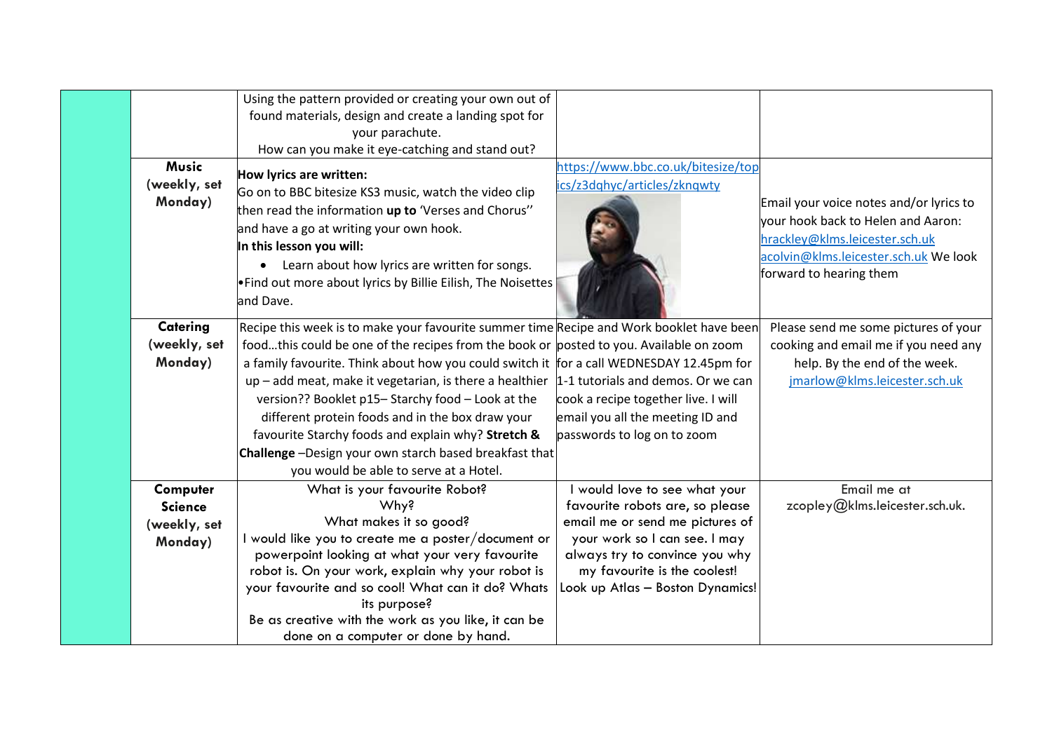| | | | | |
|---|---|---|---|---|
| | | Using the pattern provided or creating your own out of found materials, design and create a landing spot for your parachute. How can you make it eye-catching and stand out? | | |
| | **Music (weekly, set Monday)** | **How lyrics are written:** Go on to BBC bitesize KS3 music, watch the video clip then read the information **up to** 'Verses and Chorus'' and have a go at writing your own hook. **In this lesson you will:** • Learn about how lyrics are written for songs. •Find out more about lyrics by Billie Eilish, The Noisettes and Dave. | https://www.bbc.co.uk/bitesize/topics/z3dqhyc/articles/zknqwty | Email your voice notes and/or lyrics to your hook back to Helen and Aaron: hrackley@klms.leicester.sch.uk acolvin@klms.leicester.sch.uk We look forward to hearing them |
| | **Catering (weekly, set Monday)** | Recipe this week is to make your favourite summer time food…this could be one of the recipes from the book or a family favourite. Think about how you could switch it up – add meat, make it vegetarian, is there a healthier version?? Booklet p15– Starchy food – Look at the different protein foods and in the box draw your favourite Starchy foods and explain why? **Stretch & Challenge** –Design your own starch based breakfast that you would be able to serve at a Hotel. | Recipe and Work booklet have been posted to you. Available on zoom for a call WEDNESDAY 12.45pm for 1-1 tutorials and demos. Or we can cook a recipe together live. I will email you all the meeting ID and passwords to log on to zoom | Please send me some pictures of your cooking and email me if you need any help. By the end of the week. jmarlow@klms.leicester.sch.uk |
| | **Computer Science (weekly, set Monday)** | What is your favourite Robot? Why? What makes it so good? I would like you to create me a poster/document or powerpoint looking at what your very favourite robot is. On your work, explain why your robot is your favourite and so cool! What can it do? Whats its purpose? Be as creative with the work as you like, it can be done on a computer or done by hand. | I would love to see what your favourite robots are, so please email me or send me pictures of your work so I can see. I may always try to convince you why my favourite is the coolest! Look up Atlas – Boston Dynamics! | Email me at zcopley@klms.leicester.sch.uk. |